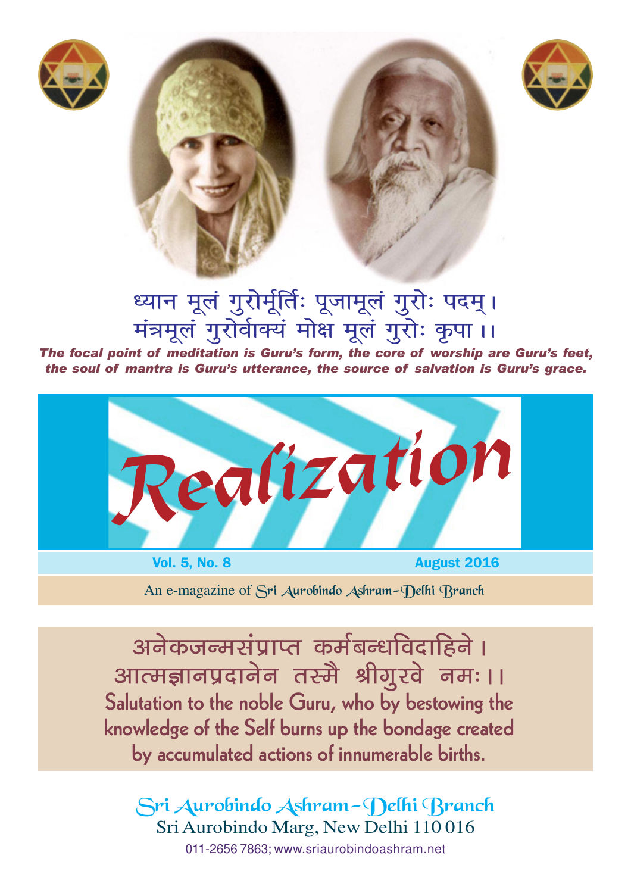ध्यान मूलं गुरोर्मूर्तिः पूजामूलं गुरोः पदम्।
मंत्रमूलं गुरोर्वाक्यं मोक्ष मूलं गुरोः कृपा ।।

***The focal point of meditation is Guru's form, the core of worship are Guru's feet, the soul of mantra is Guru's utterance, the source of salvation is Guru's grace.***

# Realization

**Vol. 5, No. 8** — **August 2016**

An e-magazine of Sri Aurobindo Ashram–Delhi Branch

अनेकजन्मसंप्राप्त कर्मबन्धविदाहिने ।
आत्मज्ञानप्रदानेन तस्मै श्रीगुरवे नमः ।।

**Salutation to the noble Guru, who by bestowing the knowledge of the Self burns up the bondage created by accumulated actions of innumerable births.**

Sri Aurobindo Ashram–Delhi Branch
Sri Aurobindo Marg, New Delhi 110 016
011-2656 7863; www.sriaurobindoashram.net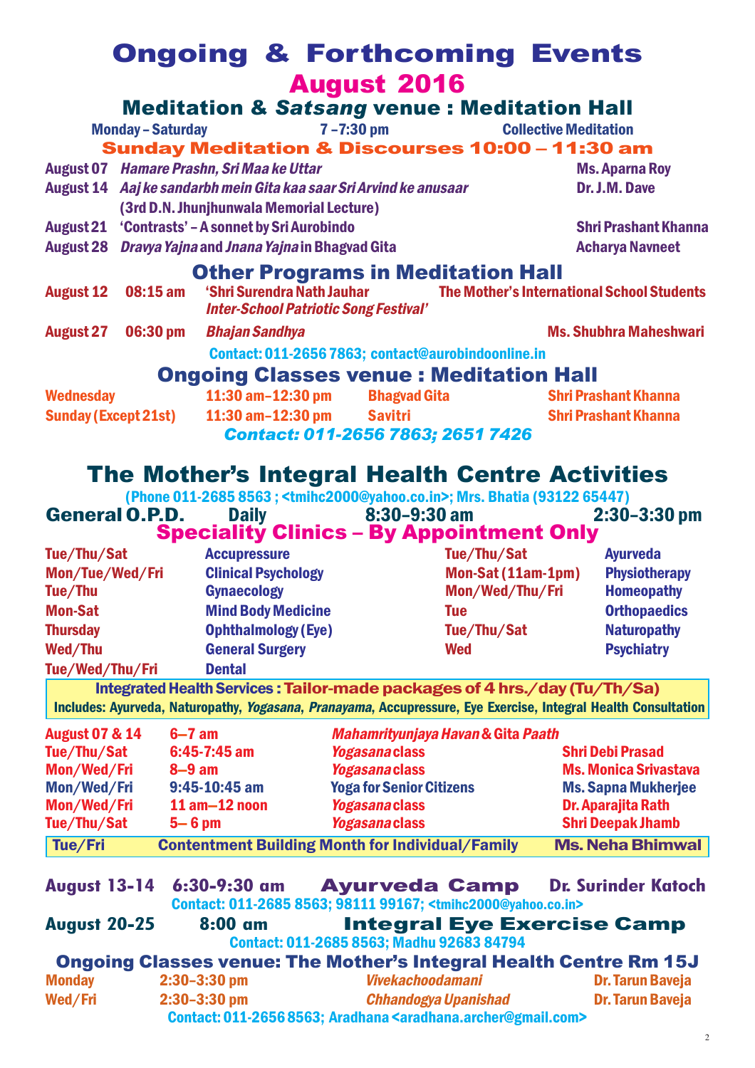# Ongoing & Forthcoming Events

## August 2016

### Meditation & *Satsang* venue : Meditation Hall

| Monday – Saturday | 7 –7:30 pm | Collective Meditation |
|---|---|---|

**Sunday Meditation & Discourses 10:00 – 11:30 am**

| Date | Topic | Speaker |
|---|---|---|
| August 07 | *Hamare Prashn, Sri Maa ke Uttar* | Ms. Aparna Roy |
| August 14 | *Aaj ke sandarbh mein Gita kaa saar Sri Arvind ke anusaar* (3rd D.N. Jhunjhunwala Memorial Lecture) | Dr. J.M. Dave |
| August 21 | 'Contrasts' – A sonnet by Sri Aurobindo | Shri Prashant Khanna |
| August 28 | *Dravya Yajna* and *Jnana Yajna* in Bhagvad Gita | Acharya Navneet |

### Other Programs in Meditation Hall

| Date | Time | Program | By |
|---|---|---|---|
| August 12 | 08:15 am | 'Shri Surendra Nath Jauhar *Inter-School Patriotic Song Festival'* | The Mother's International School Students |
| August 27 | 06:30 pm | *Bhajan Sandhya* | Ms. Shubhra Maheshwari |

Contact: 011-2656 7863; contact@aurobindoonline.in

### Ongoing Classes venue : Meditation Hall

| Day | Time | Class | Teacher |
|---|---|---|---|
| Wednesday | 11:30 am–12:30 pm | Bhagvad Gita | Shri Prashant Khanna |
| Sunday (Except 21st) | 11:30 am–12:30 pm | Savitri | Shri Prashant Khanna |

*Contact: 011-2656 7863; 2651 7426*

## The Mother's Integral Health Centre Activities

(Phone 011-2685 8563 ; <tmihc2000@yahoo.co.in>; Mrs. Bhatia (93122 65447)

**General O.P.D.** Daily 8:30–9:30 am 2:30–3:30 pm

### Speciality Clinics – By Appointment Only

| Days | Clinic | Days | Clinic |
|---|---|---|---|
| Tue/Thu/Sat | Accupressure | Tue/Thu/Sat | Ayurveda |
| Mon/Tue/Wed/Fri | Clinical Psychology | Mon-Sat (11am-1pm) | Physiotherapy |
| Tue/Thu | Gynaecology | Mon/Wed/Thu/Fri | Homeopathy |
| Mon-Sat | Mind Body Medicine | Tue | Orthopaedics |
| Thursday | Ophthalmology (Eye) | Tue/Thu/Sat | Naturopathy |
| Wed/Thu | General Surgery | Wed | Psychiatry |
| Tue/Wed/Thu/Fri | Dental | | |

**Integrated Health Services : Tailor-made packages of 4 hrs./day (Tu/Th/Sa)**
Includes: Ayurveda, Naturopathy, *Yogasana*, *Pranayama*, Accupressure, Eye Exercise, Integral Health Consultation

| Days | Time | Program | By |
|---|---|---|---|
| August 07 & 14 | 6–7 am | *Mahamrityunjaya Havan* & Gita *Paath* | |
| Tue/Thu/Sat | 6:45-7:45 am | *Yogasana* class | Shri Debi Prasad |
| Mon/Wed/Fri | 8–9 am | *Yogasana* class | Ms. Monica Srivastava |
| Mon/Wed/Fri | 9:45-10:45 am | Yoga for Senior Citizens | Ms. Sapna Mukherjee |
| Mon/Wed/Fri | 11 am–12 noon | *Yogasana* class | Dr. Aparajita Rath |
| Tue/Thu/Sat | 5– 6 pm | *Yogasana* class | Shri Deepak Jhamb |
| Tue/Fri | | Contentment Building Month for Individual/Family | Ms. Neha Bhimwal |

**August 13-14** 6:30-9:30 am **Ayurveda Camp** Dr. Surinder Katoch
Contact: 011-2685 8563; 98111 99167; <tmihc2000@yahoo.co.in>

**August 20-25** 8:00 am **Integral Eye Exercise Camp**
Contact: 011-2685 8563; Madhu 92683 84794

### Ongoing Classes venue: The Mother's Integral Health Centre Rm 15J

| Day | Time | Class | Teacher |
|---|---|---|---|
| Monday | 2:30–3:30 pm | *Vivekachoodamani* | Dr. Tarun Baveja |
| Wed/Fri | 2:30–3:30 pm | *Chhandogya Upanishad* | Dr. Tarun Baveja |

Contact: 011-2656 8563; Aradhana <aradhana.archer@gmail.com>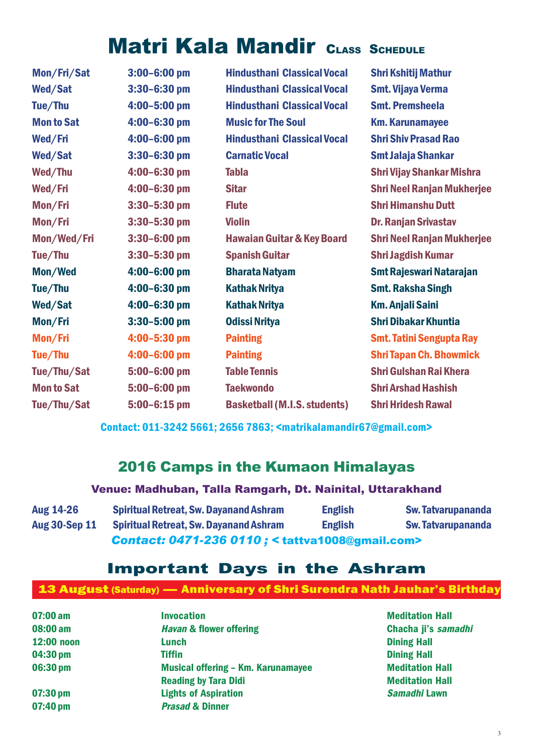# Matri Kala Mandir Class Schedule

| | | | |
|---|---|---|---|
| Mon/Fri/Sat | 3:00–6:00 pm | Hindusthani Classical Vocal | Shri Kshitij Mathur |
| Wed/Sat | 3:30–6:30 pm | Hindusthani Classical Vocal | Smt. Vijaya Verma |
| Tue/Thu | 4:00–5:00 pm | Hindusthani Classical Vocal | Smt. Premsheela |
| Mon to Sat | 4:00–6:30 pm | Music for The Soul | Km. Karunamayee |
| Wed/Fri | 4:00–6:00 pm | Hindusthani Classical Vocal | Shri Shiv Prasad Rao |
| Wed/Sat | 3:30–6:30 pm | Carnatic Vocal | Smt Jalaja Shankar |
| Wed/Thu | 4:00–6:30 pm | Tabla | Shri Vijay Shankar Mishra |
| Wed/Fri | 4:00–6:30 pm | Sitar | Shri Neel Ranjan Mukherjee |
| Mon/Fri | 3:30–5:30 pm | Flute | Shri Himanshu Dutt |
| Mon/Fri | 3:30–5:30 pm | Violin | Dr. Ranjan Srivastav |
| Mon/Wed/Fri | 3:30–6:00 pm | Hawaian Guitar & Key Board | Shri Neel Ranjan Mukherjee |
| Tue/Thu | 3:30–5:30 pm | Spanish Guitar | Shri Jagdish Kumar |
| Mon/Wed | 4:00–6:00 pm | Bharata Natyam | Smt Rajeswari Natarajan |
| Tue/Thu | 4:00–6:30 pm | Kathak Nritya | Smt. Raksha Singh |
| Wed/Sat | 4:00–6:30 pm | Kathak Nritya | Km. Anjali Saini |
| Mon/Fri | 3:30–5:00 pm | Odissi Nritya | Shri Dibakar Khuntia |
| Mon/Fri | 4:00–5:30 pm | Painting | Smt. Tatini Sengupta Ray |
| Tue/Thu | 4:00–6:00 pm | Painting | Shri Tapan Ch. Bhowmick |
| Tue/Thu/Sat | 5:00–6:00 pm | Table Tennis | Shri Gulshan Rai Khera |
| Mon to Sat | 5:00–6:00 pm | Taekwondo | Shri Arshad Hashish |
| Tue/Thu/Sat | 5:00–6:15 pm | Basketball (M.I.S. students) | Shri Hridesh Rawal |

Contact: 011-3242 5661; 2656 7863; <matrikalamandir67@gmail.com>

## 2016 Camps in the Kumaon Himalayas

### Venue: Madhuban, Talla Ramgarh, Dt. Nainital, Uttarakhand

| | | | |
|---|---|---|---|
| Aug 14-26 | Spiritual Retreat, Sw. Dayanand Ashram | English | Sw. Tatvarupananda |
| Aug 30-Sep 11 | Spiritual Retreat, Sw. Dayanand Ashram | English | Sw. Tatvarupananda |

*Contact: 0471-236 0110 ;* < tattva1008@gmail.com>

## Important Days in the Ashram

### 13 August (Saturday) — Anniversary of Shri Surendra Nath Jauhar's Birthday

| | | |
|---|---|---|
| 07:00 am | Invocation | Meditation Hall |
| 08:00 am | *Havan* & flower offering | Chacha ji's *samadhi* |
| 12:00 noon | Lunch | Dining Hall |
| 04:30 pm | Tiffin | Dining Hall |
| 06:30 pm | Musical offering – Km. Karunamayee | Meditation Hall |
| | Reading by Tara Didi | Meditation Hall |
| 07:30 pm | Lights of Aspiration | *Samadhi* Lawn |
| 07:40 pm | *Prasad* & Dinner | |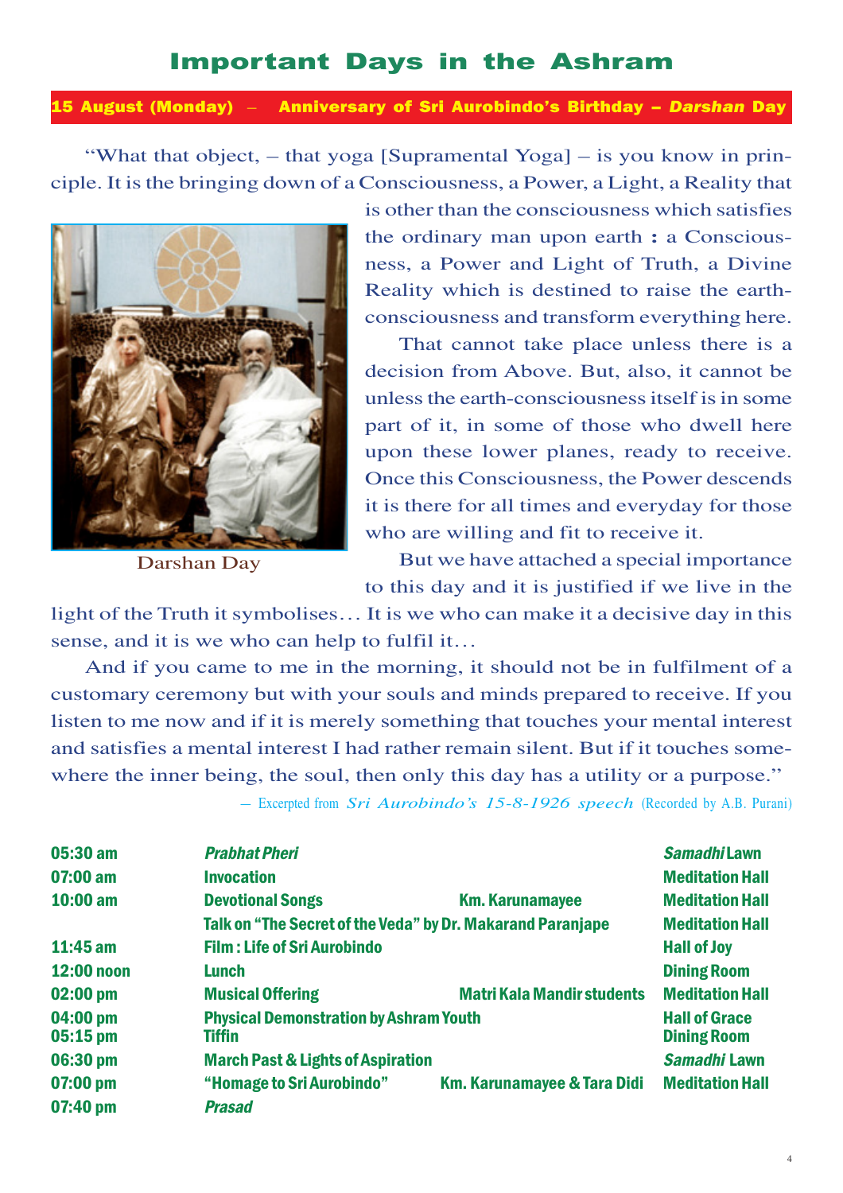# Important Days in the Ashram

**15 August (Monday) – Anniversary of Sri Aurobindo's Birthday – *Darshan* Day**

"What that object, – that yoga [Supramental Yoga] – is you know in principle. It is the bringing down of a Consciousness, a Power, a Light, a Reality that is other than the consciousness which satisfies the ordinary man upon earth : a Consciousness, a Power and Light of Truth, a Divine Reality which is destined to raise the earth-consciousness and transform everything here.

That cannot take place unless there is a decision from Above. But, also, it cannot be unless the earth-consciousness itself is in some part of it, in some of those who dwell here upon these lower planes, ready to receive. Once this Consciousness, the Power descends it is there for all times and everyday for those who are willing and fit to receive it.

Darshan Day

But we have attached a special importance to this day and it is justified if we live in the light of the Truth it symbolises… It is we who can make it a decisive day in this sense, and it is we who can help to fulfil it…

And if you came to me in the morning, it should not be in fulfilment of a customary ceremony but with your souls and minds prepared to receive. If you listen to me now and if it is merely something that touches your mental interest and satisfies a mental interest I had rather remain silent. But if it touches somewhere the inner being, the soul, then only this day has a utility or a purpose."

– Excerpted from *Sri Aurobindo's 15-8-1926 speech* (Recorded by A.B. Purani)

| Time | Programme | | Venue |
|---|---|---|---|
| 05:30 am | *Prabhat Pheri* | | *Samadhi* Lawn |
| 07:00 am | Invocation | | Meditation Hall |
| 10:00 am | Devotional Songs | Km. Karunamayee | Meditation Hall |
| | Talk on "The Secret of the Veda" by Dr. Makarand Paranjape | | Meditation Hall |
| 11:45 am | Film : Life of Sri Aurobindo | | Hall of Joy |
| 12:00 noon | Lunch | | Dining Room |
| 02:00 pm | Musical Offering | Matri Kala Mandir students | Meditation Hall |
| 04:00 pm | Physical Demonstration by Ashram Youth | | Hall of Grace |
| 05:15 pm | Tiffin | | Dining Room |
| 06:30 pm | March Past & Lights of Aspiration | | *Samadhi* Lawn |
| 07:00 pm | "Homage to Sri Aurobindo" | Km. Karunamayee & Tara Didi | Meditation Hall |
| 07:40 pm | *Prasad* | | |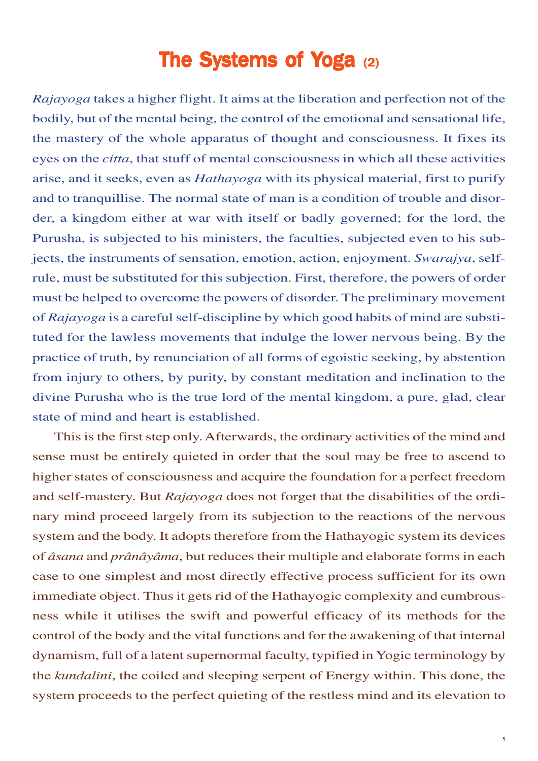# The Systems of Yoga (2)

*Rajayoga* takes a higher flight. It aims at the liberation and perfection not of the bodily, but of the mental being, the control of the emotional and sensational life, the mastery of the whole apparatus of thought and consciousness. It fixes its eyes on the *citta*, that stuff of mental consciousness in which all these activities arise, and it seeks, even as *Hathayoga* with its physical material, first to purify and to tranquillise. The normal state of man is a condition of trouble and disorder, a kingdom either at war with itself or badly governed; for the lord, the Purusha, is subjected to his ministers, the faculties, subjected even to his subjects, the instruments of sensation, emotion, action, enjoyment. *Swarajya*, self-rule, must be substituted for this subjection. First, therefore, the powers of order must be helped to overcome the powers of disorder. The preliminary movement of *Rajayoga* is a careful self-discipline by which good habits of mind are substituted for the lawless movements that indulge the lower nervous being. By the practice of truth, by renunciation of all forms of egoistic seeking, by abstention from injury to others, by purity, by constant meditation and inclination to the divine Purusha who is the true lord of the mental kingdom, a pure, glad, clear state of mind and heart is established.

This is the first step only. Afterwards, the ordinary activities of the mind and sense must be entirely quieted in order that the soul may be free to ascend to higher states of consciousness and acquire the foundation for a perfect freedom and self-mastery. But *Rajayoga* does not forget that the disabilities of the ordinary mind proceed largely from its subjection to the reactions of the nervous system and the body. It adopts therefore from the Hathayogic system its devices of *âsana* and *prânâyâma*, but reduces their multiple and elaborate forms in each case to one simplest and most directly effective process sufficient for its own immediate object. Thus it gets rid of the Hathayogic complexity and cumbrousness while it utilises the swift and powerful efficacy of its methods for the control of the body and the vital functions and for the awakening of that internal dynamism, full of a latent supernormal faculty, typified in Yogic terminology by the *kundalini*, the coiled and sleeping serpent of Energy within. This done, the system proceeds to the perfect quieting of the restless mind and its elevation to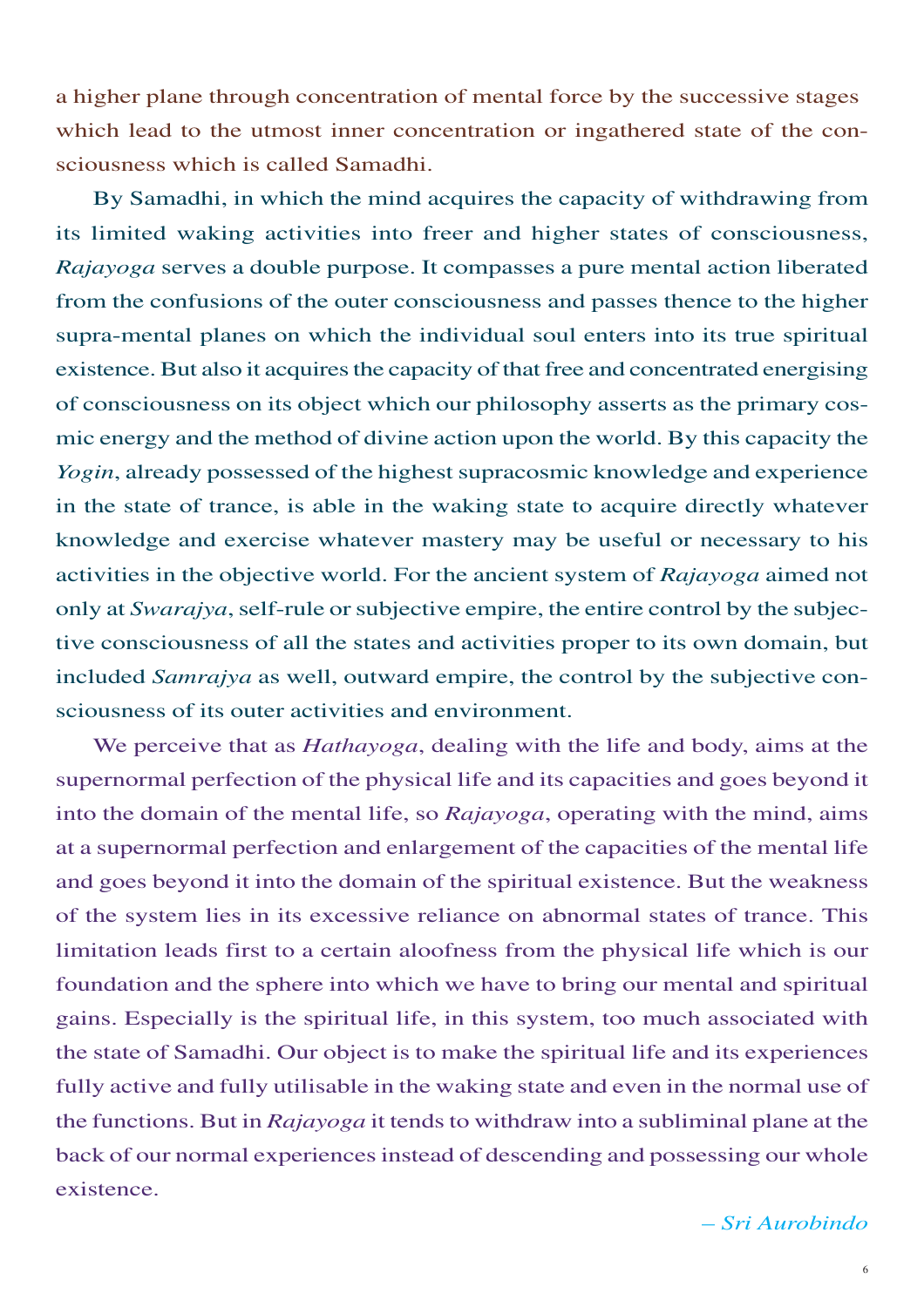a higher plane through concentration of mental force by the successive stages which lead to the utmost inner concentration or ingathered state of the consciousness which is called Samadhi.

By Samadhi, in which the mind acquires the capacity of withdrawing from its limited waking activities into freer and higher states of consciousness, *Rajayoga* serves a double purpose. It compasses a pure mental action liberated from the confusions of the outer consciousness and passes thence to the higher supra-mental planes on which the individual soul enters into its true spiritual existence. But also it acquires the capacity of that free and concentrated energising of consciousness on its object which our philosophy asserts as the primary cosmic energy and the method of divine action upon the world. By this capacity the *Yogin*, already possessed of the highest supracosmic knowledge and experience in the state of trance, is able in the waking state to acquire directly whatever knowledge and exercise whatever mastery may be useful or necessary to his activities in the objective world. For the ancient system of *Rajayoga* aimed not only at *Swarajya*, self-rule or subjective empire, the entire control by the subjective consciousness of all the states and activities proper to its own domain, but included *Samrajya* as well, outward empire, the control by the subjective consciousness of its outer activities and environment.

We perceive that as *Hathayoga*, dealing with the life and body, aims at the supernormal perfection of the physical life and its capacities and goes beyond it into the domain of the mental life, so *Rajayoga*, operating with the mind, aims at a supernormal perfection and enlargement of the capacities of the mental life and goes beyond it into the domain of the spiritual existence. But the weakness of the system lies in its excessive reliance on abnormal states of trance. This limitation leads first to a certain aloofness from the physical life which is our foundation and the sphere into which we have to bring our mental and spiritual gains. Especially is the spiritual life, in this system, too much associated with the state of Samadhi. Our object is to make the spiritual life and its experiences fully active and fully utilisable in the waking state and even in the normal use of the functions. But in *Rajayoga* it tends to withdraw into a subliminal plane at the back of our normal experiences instead of descending and possessing our whole existence.

*– Sri Aurobindo*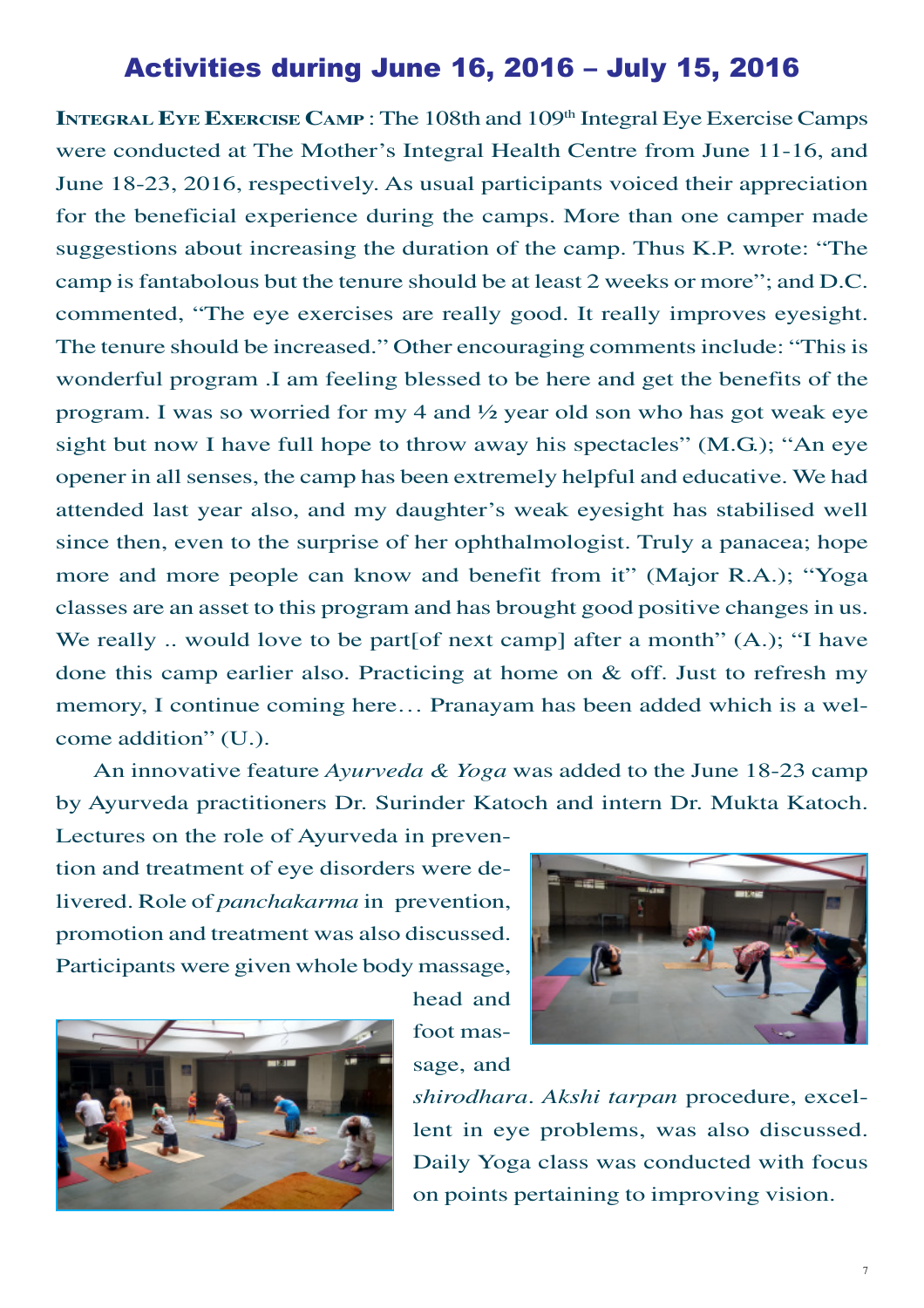# Activities during June 16, 2016 – July 15, 2016

**Integral Eye Exercise Camp** : The 108th and 109th Integral Eye Exercise Camps were conducted at The Mother's Integral Health Centre from June 11-16, and June 18-23, 2016, respectively. As usual participants voiced their appreciation for the beneficial experience during the camps. More than one camper made suggestions about increasing the duration of the camp. Thus K.P. wrote: "The camp is fantabolous but the tenure should be at least 2 weeks or more"; and D.C. commented, "The eye exercises are really good. It really improves eyesight. The tenure should be increased." Other encouraging comments include: "This is wonderful program .I am feeling blessed to be here and get the benefits of the program. I was so worried for my 4 and ½ year old son who has got weak eye sight but now I have full hope to throw away his spectacles" (M.G.); "An eye opener in all senses, the camp has been extremely helpful and educative. We had attended last year also, and my daughter's weak eyesight has stabilised well since then, even to the surprise of her ophthalmologist. Truly a panacea; hope more and more people can know and benefit from it" (Major R.A.); "Yoga classes are an asset to this program and has brought good positive changes in us. We really .. would love to be part[of next camp] after a month" (A.); "I have done this camp earlier also. Practicing at home on & off. Just to refresh my memory, I continue coming here… Pranayam has been added which is a welcome addition" (U.).

An innovative feature *Ayurveda & Yoga* was added to the June 18-23 camp by Ayurveda practitioners Dr. Surinder Katoch and intern Dr. Mukta Katoch. Lectures on the role of Ayurveda in prevention and treatment of eye disorders were delivered. Role of *panchakarma* in prevention, promotion and treatment was also discussed. Participants were given whole body massage, head and foot massage, and *shirodhara*. *Akshi tarpan* procedure, excellent in eye problems, was also discussed. Daily Yoga class was conducted with focus on points pertaining to improving vision.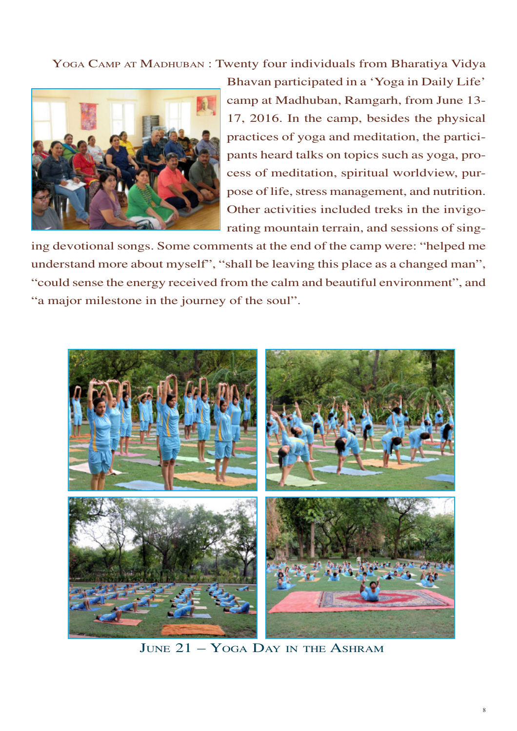**Yoga Camp at Madhuban** : Twenty four individuals from Bharatiya Vidya Bhavan participated in a 'Yoga in Daily Life' camp at Madhuban, Ramgarh, from June 13-17, 2016. In the camp, besides the physical practices of yoga and meditation, the participants heard talks on topics such as yoga, process of meditation, spiritual worldview, purpose of life, stress management, and nutrition. Other activities included treks in the invigorating mountain terrain, and sessions of singing devotional songs. Some comments at the end of the camp were: "helped me understand more about myself", "shall be leaving this place as a changed man", "could sense the energy received from the calm and beautiful environment", and "a major milestone in the journey of the soul".

June 21 – Yoga Day in the Ashram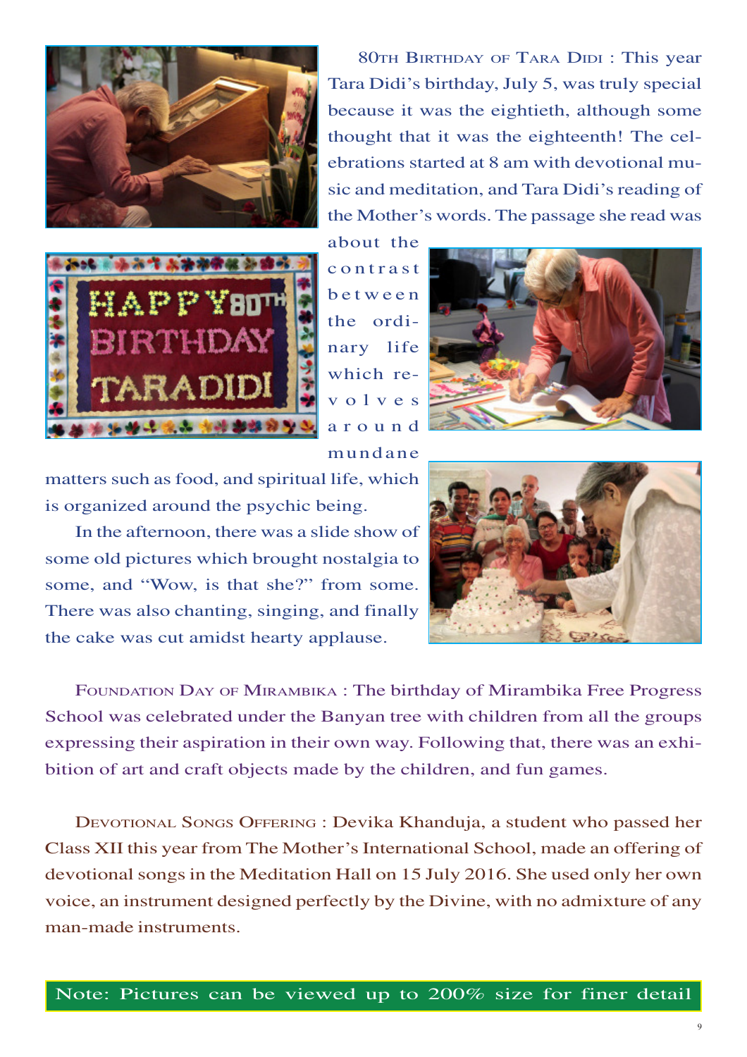80TH BIRTHDAY OF TARA DIDI : This year Tara Didi's birthday, July 5, was truly special because it was the eightieth, although some thought that it was the eighteenth! The celebrations started at 8 am with devotional music and meditation, and Tara Didi's reading of the Mother's words. The passage she read was about the contrast between the ordinary life which revolves around mundane matters such as food, and spiritual life, which is organized around the psychic being.

In the afternoon, there was a slide show of some old pictures which brought nostalgia to some, and "Wow, is that she?" from some. There was also chanting, singing, and finally the cake was cut amidst hearty applause.

FOUNDATION DAY OF MIRAMBIKA : The birthday of Mirambika Free Progress School was celebrated under the Banyan tree with children from all the groups expressing their aspiration in their own way. Following that, there was an exhibition of art and craft objects made by the children, and fun games.

DEVOTIONAL SONGS OFFERING : Devika Khanduja, a student who passed her Class XII this year from The Mother's International School, made an offering of devotional songs in the Meditation Hall on 15 July 2016. She used only her own voice, an instrument designed perfectly by the Divine, with no admixture of any man-made instruments.

Note: Pictures can be viewed up to 200% size for finer detail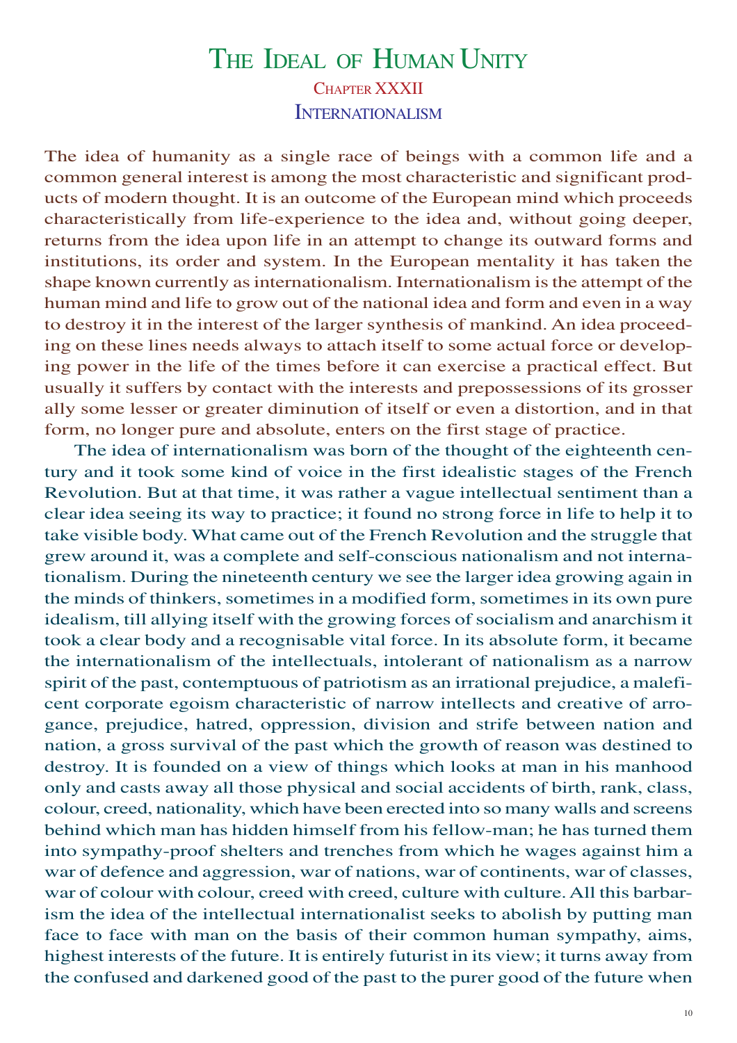# The Ideal of Human Unity

## Chapter XXXII

## Internationalism

The idea of humanity as a single race of beings with a common life and a common general interest is among the most characteristic and significant products of modern thought. It is an outcome of the European mind which proceeds characteristically from life-experience to the idea and, without going deeper, returns from the idea upon life in an attempt to change its outward forms and institutions, its order and system. In the European mentality it has taken the shape known currently as internationalism. Internationalism is the attempt of the human mind and life to grow out of the national idea and form and even in a way to destroy it in the interest of the larger synthesis of mankind. An idea proceeding on these lines needs always to attach itself to some actual force or developing power in the life of the times before it can exercise a practical effect. But usually it suffers by contact with the interests and prepossessions of its grosser ally some lesser or greater diminution of itself or even a distortion, and in that form, no longer pure and absolute, enters on the first stage of practice.

The idea of internationalism was born of the thought of the eighteenth century and it took some kind of voice in the first idealistic stages of the French Revolution. But at that time, it was rather a vague intellectual sentiment than a clear idea seeing its way to practice; it found no strong force in life to help it to take visible body. What came out of the French Revolution and the struggle that grew around it, was a complete and self-conscious nationalism and not internationalism. During the nineteenth century we see the larger idea growing again in the minds of thinkers, sometimes in a modified form, sometimes in its own pure idealism, till allying itself with the growing forces of socialism and anarchism it took a clear body and a recognisable vital force. In its absolute form, it became the internationalism of the intellectuals, intolerant of nationalism as a narrow spirit of the past, contemptuous of patriotism as an irrational prejudice, a maleficent corporate egoism characteristic of narrow intellects and creative of arrogance, prejudice, hatred, oppression, division and strife between nation and nation, a gross survival of the past which the growth of reason was destined to destroy. It is founded on a view of things which looks at man in his manhood only and casts away all those physical and social accidents of birth, rank, class, colour, creed, nationality, which have been erected into so many walls and screens behind which man has hidden himself from his fellow-man; he has turned them into sympathy-proof shelters and trenches from which he wages against him a war of defence and aggression, war of nations, war of continents, war of classes, war of colour with colour, creed with creed, culture with culture. All this barbarism the idea of the intellectual internationalist seeks to abolish by putting man face to face with man on the basis of their common human sympathy, aims, highest interests of the future. It is entirely futurist in its view; it turns away from the confused and darkened good of the past to the purer good of the future when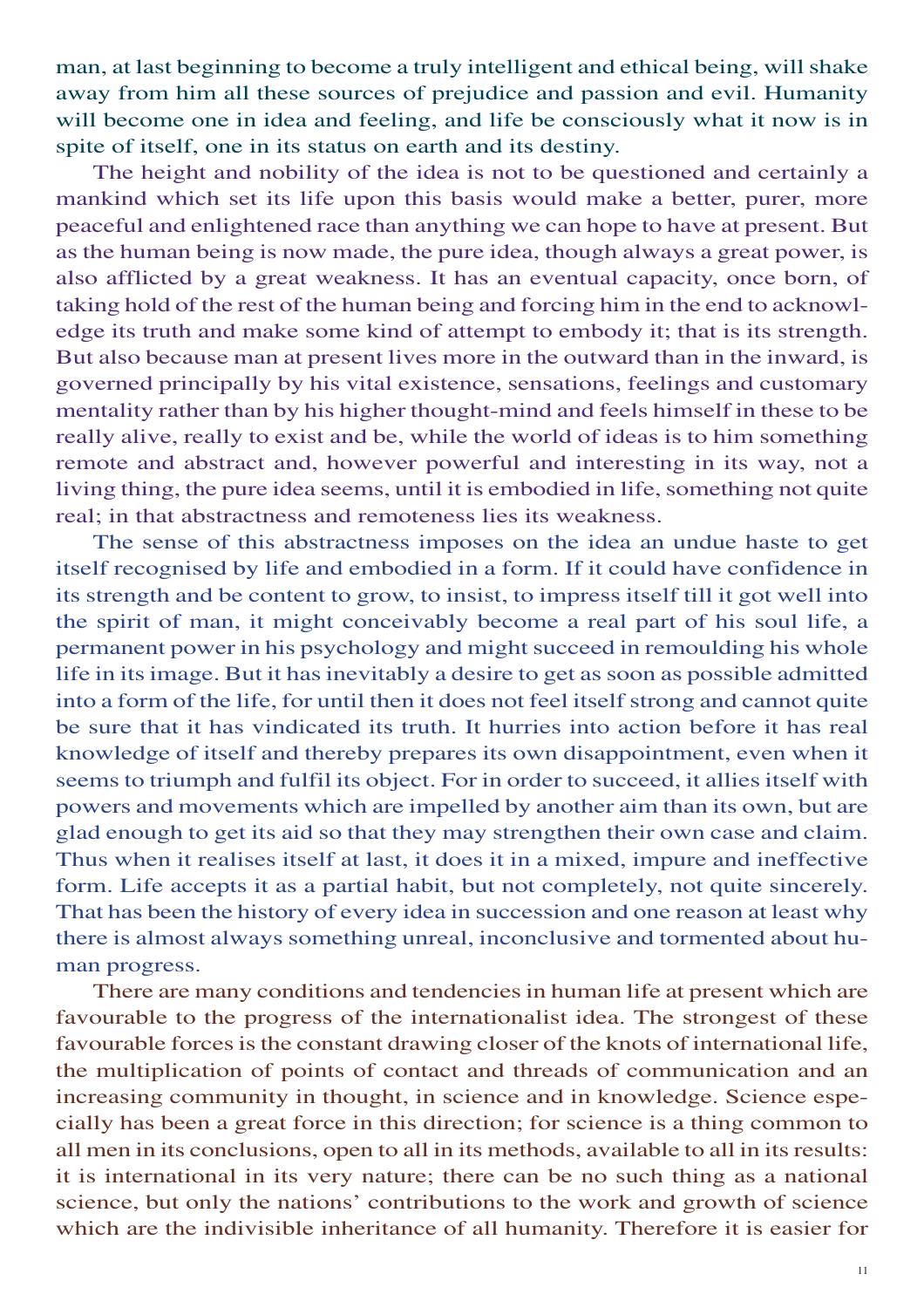man, at last beginning to become a truly intelligent and ethical being, will shake away from him all these sources of prejudice and passion and evil. Humanity will become one in idea and feeling, and life be consciously what it now is in spite of itself, one in its status on earth and its destiny.

The height and nobility of the idea is not to be questioned and certainly a mankind which set its life upon this basis would make a better, purer, more peaceful and enlightened race than anything we can hope to have at present. But as the human being is now made, the pure idea, though always a great power, is also afflicted by a great weakness. It has an eventual capacity, once born, of taking hold of the rest of the human being and forcing him in the end to acknowledge its truth and make some kind of attempt to embody it; that is its strength. But also because man at present lives more in the outward than in the inward, is governed principally by his vital existence, sensations, feelings and customary mentality rather than by his higher thought-mind and feels himself in these to be really alive, really to exist and be, while the world of ideas is to him something remote and abstract and, however powerful and interesting in its way, not a living thing, the pure idea seems, until it is embodied in life, something not quite real; in that abstractness and remoteness lies its weakness.

The sense of this abstractness imposes on the idea an undue haste to get itself recognised by life and embodied in a form. If it could have confidence in its strength and be content to grow, to insist, to impress itself till it got well into the spirit of man, it might conceivably become a real part of his soul life, a permanent power in his psychology and might succeed in remoulding his whole life in its image. But it has inevitably a desire to get as soon as possible admitted into a form of the life, for until then it does not feel itself strong and cannot quite be sure that it has vindicated its truth. It hurries into action before it has real knowledge of itself and thereby prepares its own disappointment, even when it seems to triumph and fulfil its object. For in order to succeed, it allies itself with powers and movements which are impelled by another aim than its own, but are glad enough to get its aid so that they may strengthen their own case and claim. Thus when it realises itself at last, it does it in a mixed, impure and ineffective form. Life accepts it as a partial habit, but not completely, not quite sincerely. That has been the history of every idea in succession and one reason at least why there is almost always something unreal, inconclusive and tormented about human progress.

There are many conditions and tendencies in human life at present which are favourable to the progress of the internationalist idea. The strongest of these favourable forces is the constant drawing closer of the knots of international life, the multiplication of points of contact and threads of communication and an increasing community in thought, in science and in knowledge. Science especially has been a great force in this direction; for science is a thing common to all men in its conclusions, open to all in its methods, available to all in its results: it is international in its very nature; there can be no such thing as a national science, but only the nations' contributions to the work and growth of science which are the indivisible inheritance of all humanity. Therefore it is easier for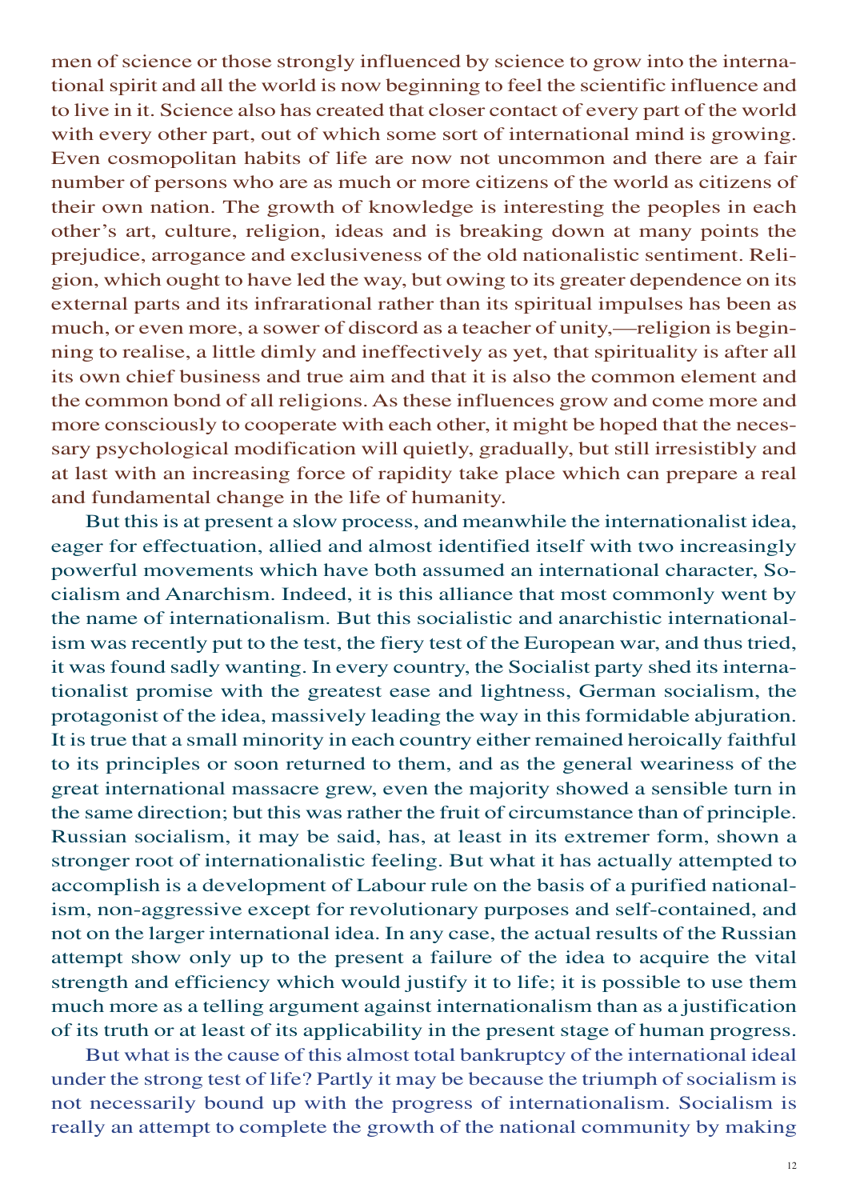men of science or those strongly influenced by science to grow into the international spirit and all the world is now beginning to feel the scientific influence and to live in it. Science also has created that closer contact of every part of the world with every other part, out of which some sort of international mind is growing. Even cosmopolitan habits of life are now not uncommon and there are a fair number of persons who are as much or more citizens of the world as citizens of their own nation. The growth of knowledge is interesting the peoples in each other's art, culture, religion, ideas and is breaking down at many points the prejudice, arrogance and exclusiveness of the old nationalistic sentiment. Religion, which ought to have led the way, but owing to its greater dependence on its external parts and its infrarational rather than its spiritual impulses has been as much, or even more, a sower of discord as a teacher of unity,—religion is beginning to realise, a little dimly and ineffectively as yet, that spirituality is after all its own chief business and true aim and that it is also the common element and the common bond of all religions. As these influences grow and come more and more consciously to cooperate with each other, it might be hoped that the necessary psychological modification will quietly, gradually, but still irresistibly and at last with an increasing force of rapidity take place which can prepare a real and fundamental change in the life of humanity.

But this is at present a slow process, and meanwhile the internationalist idea, eager for effectuation, allied and almost identified itself with two increasingly powerful movements which have both assumed an international character, Socialism and Anarchism. Indeed, it is this alliance that most commonly went by the name of internationalism. But this socialistic and anarchistic internationalism was recently put to the test, the fiery test of the European war, and thus tried, it was found sadly wanting. In every country, the Socialist party shed its internationalist promise with the greatest ease and lightness, German socialism, the protagonist of the idea, massively leading the way in this formidable abjuration. It is true that a small minority in each country either remained heroically faithful to its principles or soon returned to them, and as the general weariness of the great international massacre grew, even the majority showed a sensible turn in the same direction; but this was rather the fruit of circumstance than of principle. Russian socialism, it may be said, has, at least in its extremer form, shown a stronger root of internationalistic feeling. But what it has actually attempted to accomplish is a development of Labour rule on the basis of a purified nationalism, non-aggressive except for revolutionary purposes and self-contained, and not on the larger international idea. In any case, the actual results of the Russian attempt show only up to the present a failure of the idea to acquire the vital strength and efficiency which would justify it to life; it is possible to use them much more as a telling argument against internationalism than as a justification of its truth or at least of its applicability in the present stage of human progress.

But what is the cause of this almost total bankruptcy of the international ideal under the strong test of life? Partly it may be because the triumph of socialism is not necessarily bound up with the progress of internationalism. Socialism is really an attempt to complete the growth of the national community by making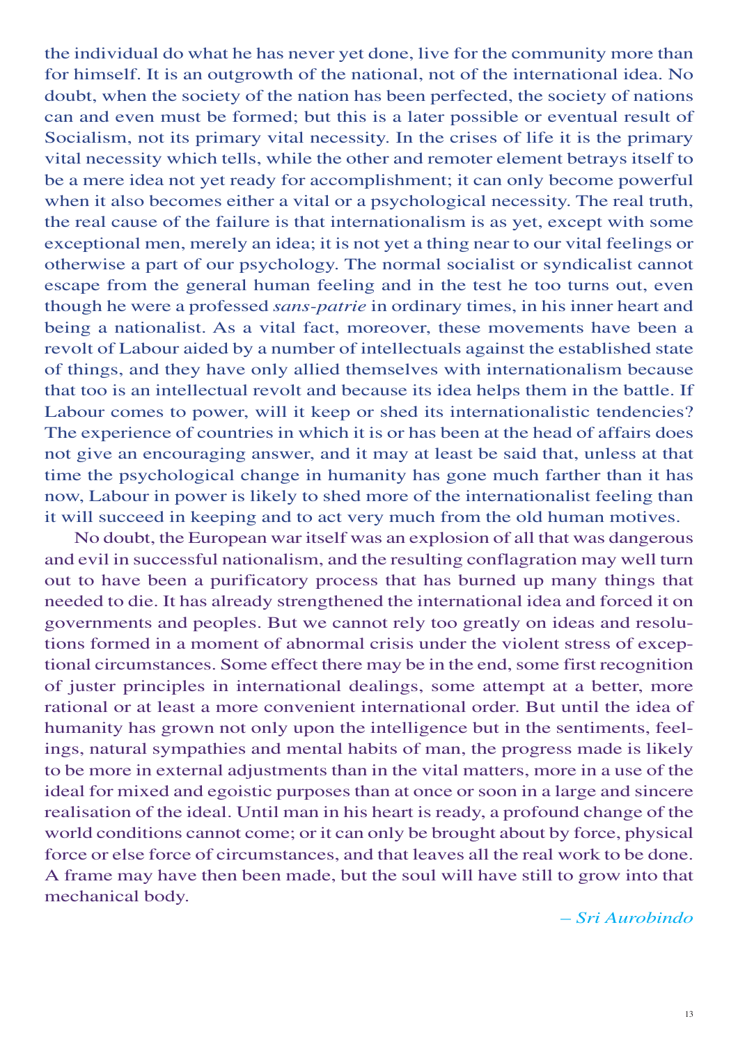the individual do what he has never yet done, live for the community more than for himself. It is an outgrowth of the national, not of the international idea. No doubt, when the society of the nation has been perfected, the society of nations can and even must be formed; but this is a later possible or eventual result of Socialism, not its primary vital necessity. In the crises of life it is the primary vital necessity which tells, while the other and remoter element betrays itself to be a mere idea not yet ready for accomplishment; it can only become powerful when it also becomes either a vital or a psychological necessity. The real truth, the real cause of the failure is that internationalism is as yet, except with some exceptional men, merely an idea; it is not yet a thing near to our vital feelings or otherwise a part of our psychology. The normal socialist or syndicalist cannot escape from the general human feeling and in the test he too turns out, even though he were a professed *sans-patrie* in ordinary times, in his inner heart and being a nationalist. As a vital fact, moreover, these movements have been a revolt of Labour aided by a number of intellectuals against the established state of things, and they have only allied themselves with internationalism because that too is an intellectual revolt and because its idea helps them in the battle. If Labour comes to power, will it keep or shed its internationalistic tendencies? The experience of countries in which it is or has been at the head of affairs does not give an encouraging answer, and it may at least be said that, unless at that time the psychological change in humanity has gone much farther than it has now, Labour in power is likely to shed more of the internationalist feeling than it will succeed in keeping and to act very much from the old human motives.

No doubt, the European war itself was an explosion of all that was dangerous and evil in successful nationalism, and the resulting conflagration may well turn out to have been a purificatory process that has burned up many things that needed to die. It has already strengthened the international idea and forced it on governments and peoples. But we cannot rely too greatly on ideas and resolutions formed in a moment of abnormal crisis under the violent stress of exceptional circumstances. Some effect there may be in the end, some first recognition of juster principles in international dealings, some attempt at a better, more rational or at least a more convenient international order. But until the idea of humanity has grown not only upon the intelligence but in the sentiments, feelings, natural sympathies and mental habits of man, the progress made is likely to be more in external adjustments than in the vital matters, more in a use of the ideal for mixed and egoistic purposes than at once or soon in a large and sincere realisation of the ideal. Until man in his heart is ready, a profound change of the world conditions cannot come; or it can only be brought about by force, physical force or else force of circumstances, and that leaves all the real work to be done. A frame may have then been made, but the soul will have still to grow into that mechanical body.

*– Sri Aurobindo*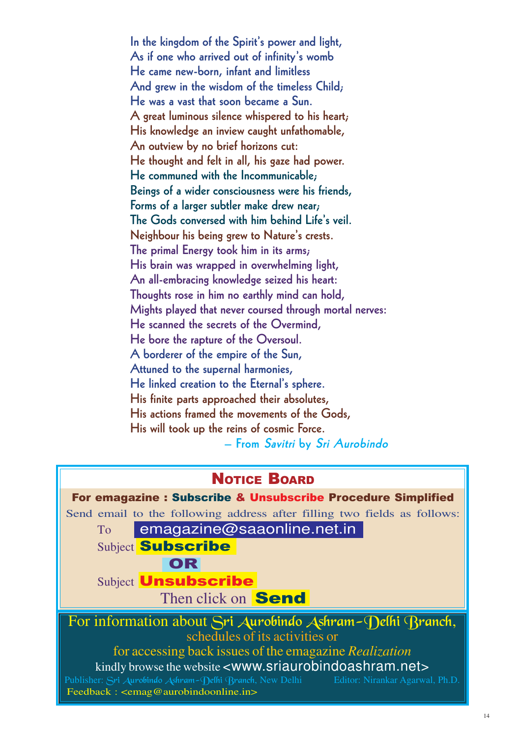In the kingdom of the Spirit's power and light,
As if one who arrived out of infinity's womb
He came new-born, infant and limitless
And grew in the wisdom of the timeless Child;
He was a vast that soon became a Sun.
A great luminous silence whispered to his heart;
His knowledge an inview caught unfathomable,
An outview by no brief horizons cut:
He thought and felt in all, his gaze had power.
He communed with the Incommunicable;
Beings of a wider consciousness were his friends,
Forms of a larger subtler make drew near;
The Gods conversed with him behind Life's veil.
Neighbour his being grew to Nature's crests.
The primal Energy took him in its arms;
His brain was wrapped in overwhelming light,
An all-embracing knowledge seized his heart:
Thoughts rose in him no earthly mind can hold,
Mights played that never coursed through mortal nerves:
He scanned the secrets of the Overmind,
He bore the rapture of the Oversoul.
A borderer of the empire of the Sun,
Attuned to the supernal harmonies,
He linked creation to the Eternal's sphere.
His finite parts approached their absolutes,
His actions framed the movements of the Gods,
His will took up the reins of cosmic Force.

– From *Savitri* by *Sri Aurobindo*

## Notice Board

**For emagazine : Subscribe & Unsubscribe Procedure Simplified**

Send email to the following address after filling two fields as follows:

To emagazine@saaonline.net.in

Subject **Subscribe**

**OR**

Subject **Unsubscribe**

Then click on **Send**

For information about Sri Aurobindo Ashram-Delhi Branch,
schedules of its activities or
for accessing back issues of the emagazine *Realization*
kindly browse the website <www.sriaurobindoashram.net>

Publisher: Sri Aurobindo Ashram-Delhi Branch, New Delhi
Editor: Nirankar Agarwal, Ph.D.

Feedback : <emag@aurobindoonline.in>